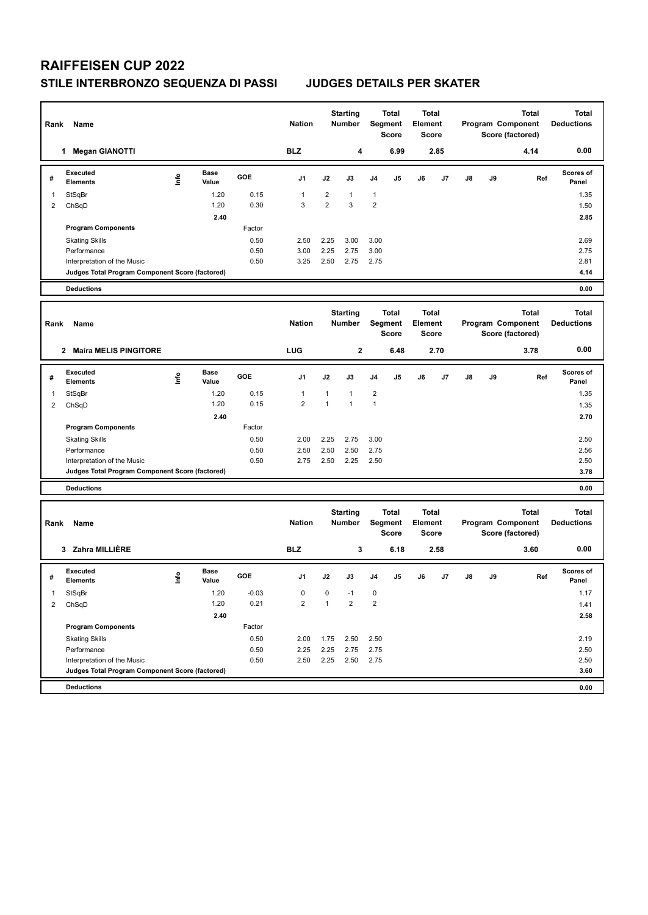# RAIFFEISEN CUP 2022

## STILE INTERBRONZO SEQUENZA DI PASSI — JUDGES DETAILS PER SKATER

| Rank | Name | Nation | Starting Number | Total Segment Score | Total Element Score | Total Program Component Score (factored) | Total Deductions |
|---|---|---|---|---|---|---|---|
| 1 | Megan GIANOTTI | BLZ | 4 | 6.99 | 2.85 | 4.14 | 0.00 |

| # | Executed Elements | Info | Base Value | GOE | J1 | J2 | J3 | J4 | J5 | J6 | J7 | J8 | J9 | Ref | Scores of Panel |
|---|---|---|---|---|---|---|---|---|---|---|---|---|---|---|---|
| 1 | StSqBr | | 1.20 | 0.15 | 1 | 2 | 1 | 1 | | | | | | | 1.35 |
| 2 | ChSqD | | 1.20 | 0.30 | 3 | 2 | 3 | 2 | | | | | | | 1.50 |
| | | | 2.40 | | | | | | | | | | | | 2.85 |
| | **Program Components** | | | Factor | | | | | | | | | | | |
| | Skating Skills | | | 0.50 | 2.50 | 2.25 | 3.00 | 3.00 | | | | | | | 2.69 |
| | Performance | | | 0.50 | 3.00 | 2.25 | 2.75 | 3.00 | | | | | | | 2.75 |
| | Interpretation of the Music | | | 0.50 | 3.25 | 2.50 | 2.75 | 2.75 | | | | | | | 2.81 |
| | **Judges Total Program Component Score (factored)** | | | | | | | | | | | | | | 4.14 |
| | **Deductions** | | | | | | | | | | | | | | 0.00 |

| Rank | Name | Nation | Starting Number | Total Segment Score | Total Element Score | Total Program Component Score (factored) | Total Deductions |
|---|---|---|---|---|---|---|---|
| 2 | Maira MELIS PINGITORE | LUG | 2 | 6.48 | 2.70 | 3.78 | 0.00 |

| # | Executed Elements | Info | Base Value | GOE | J1 | J2 | J3 | J4 | J5 | J6 | J7 | J8 | J9 | Ref | Scores of Panel |
|---|---|---|---|---|---|---|---|---|---|---|---|---|---|---|---|
| 1 | StSqBr | | 1.20 | 0.15 | 1 | 1 | 1 | 2 | | | | | | | 1.35 |
| 2 | ChSqD | | 1.20 | 0.15 | 2 | 1 | 1 | 1 | | | | | | | 1.35 |
| | | | 2.40 | | | | | | | | | | | | 2.70 |
| | **Program Components** | | | Factor | | | | | | | | | | | |
| | Skating Skills | | | 0.50 | 2.00 | 2.25 | 2.75 | 3.00 | | | | | | | 2.50 |
| | Performance | | | 0.50 | 2.50 | 2.50 | 2.50 | 2.75 | | | | | | | 2.56 |
| | Interpretation of the Music | | | 0.50 | 2.75 | 2.50 | 2.25 | 2.50 | | | | | | | 2.50 |
| | **Judges Total Program Component Score (factored)** | | | | | | | | | | | | | | 3.78 |
| | **Deductions** | | | | | | | | | | | | | | 0.00 |

| Rank | Name | Nation | Starting Number | Total Segment Score | Total Element Score | Total Program Component Score (factored) | Total Deductions |
|---|---|---|---|---|---|---|---|
| 3 | Zahra MILLIÈRE | BLZ | 3 | 6.18 | 2.58 | 3.60 | 0.00 |

| # | Executed Elements | Info | Base Value | GOE | J1 | J2 | J3 | J4 | J5 | J6 | J7 | J8 | J9 | Ref | Scores of Panel |
|---|---|---|---|---|---|---|---|---|---|---|---|---|---|---|---|
| 1 | StSqBr | | 1.20 | -0.03 | 0 | 0 | -1 | 0 | | | | | | | 1.17 |
| 2 | ChSqD | | 1.20 | 0.21 | 2 | 1 | 2 | 2 | | | | | | | 1.41 |
| | | | 2.40 | | | | | | | | | | | | 2.58 |
| | **Program Components** | | | Factor | | | | | | | | | | | |
| | Skating Skills | | | 0.50 | 2.00 | 1.75 | 2.50 | 2.50 | | | | | | | 2.19 |
| | Performance | | | 0.50 | 2.25 | 2.25 | 2.75 | 2.75 | | | | | | | 2.50 |
| | Interpretation of the Music | | | 0.50 | 2.50 | 2.25 | 2.50 | 2.75 | | | | | | | 2.50 |
| | **Judges Total Program Component Score (factored)** | | | | | | | | | | | | | | 3.60 |
| | **Deductions** | | | | | | | | | | | | | | 0.00 |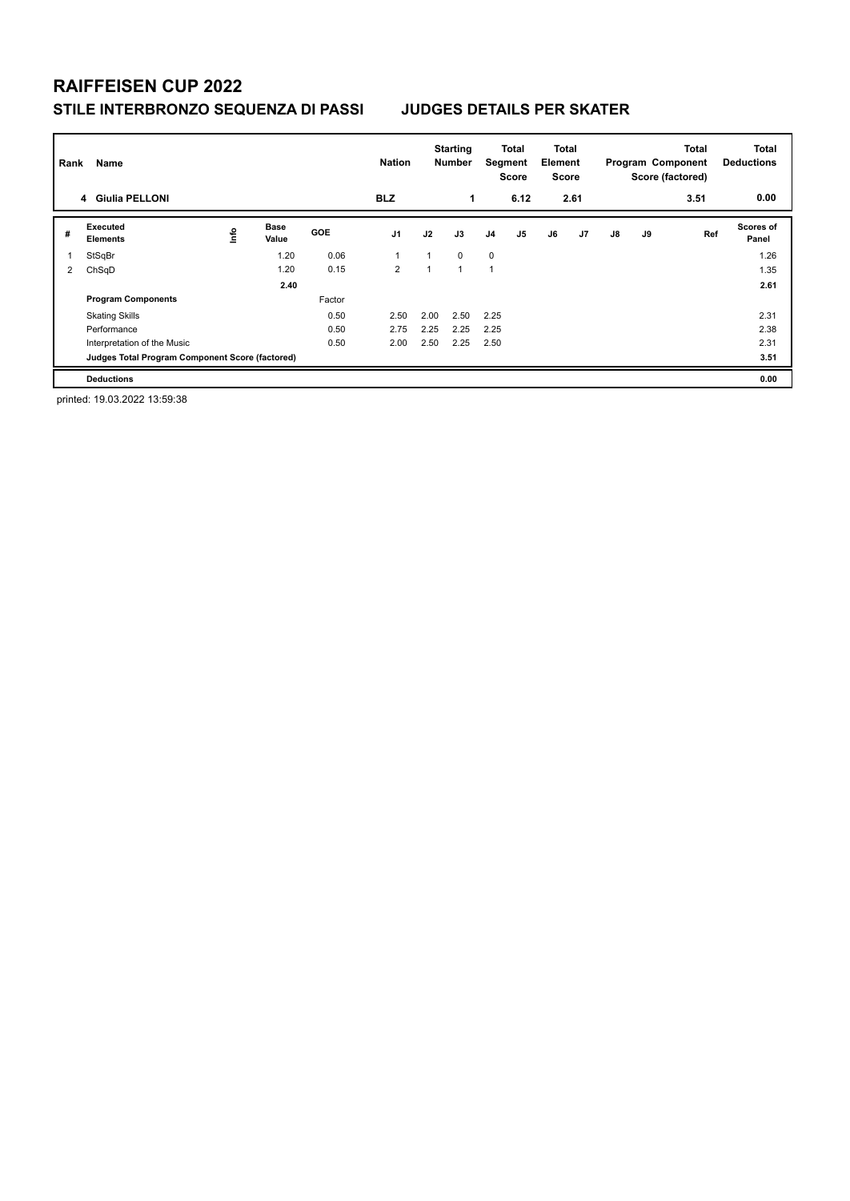# RAIFFEISEN CUP 2022

## STILE INTERBRONZO SEQUENZA DI PASSI — JUDGES DETAILS PER SKATER

| Rank | Name | Nation | Starting Number | Total Segment Score | Total Element Score | Total Program Component Score (factored) | Total Deductions |
|---|---|---|---|---|---|---|---|
| 4 | Giulia PELLONI | BLZ | 1 | 6.12 | 2.61 | 3.51 | 0.00 |

| # | Executed Elements | Info | Base Value | GOE | J1 | J2 | J3 | J4 | J5 | J6 | J7 | J8 | J9 | Ref | Scores of Panel |
|---|---|---|---|---|---|---|---|---|---|---|---|---|---|---|---|
| 1 | StSqBr | | 1.20 | 0.06 | 1 | 1 | 0 | 0 | | | | | | | 1.26 |
| 2 | ChSqD | | 1.20 | 0.15 | 2 | 1 | 1 | 1 | | | | | | | 1.35 |
| | | | 2.40 | | | | | | | | | | | | 2.61 |
| | **Program Components** | | | Factor | | | | | | | | | | | |
| | Skating Skills | | | 0.50 | 2.50 | 2.00 | 2.50 | 2.25 | | | | | | | 2.31 |
| | Performance | | | 0.50 | 2.75 | 2.25 | 2.25 | 2.25 | | | | | | | 2.38 |
| | Interpretation of the Music | | | 0.50 | 2.00 | 2.50 | 2.25 | 2.50 | | | | | | | 2.31 |
| | **Judges Total Program Component Score (factored)** | | | | | | | | | | | | | | 3.51 |
| | **Deductions** | | | | | | | | | | | | | | 0.00 |

printed: 19.03.2022 13:59:38